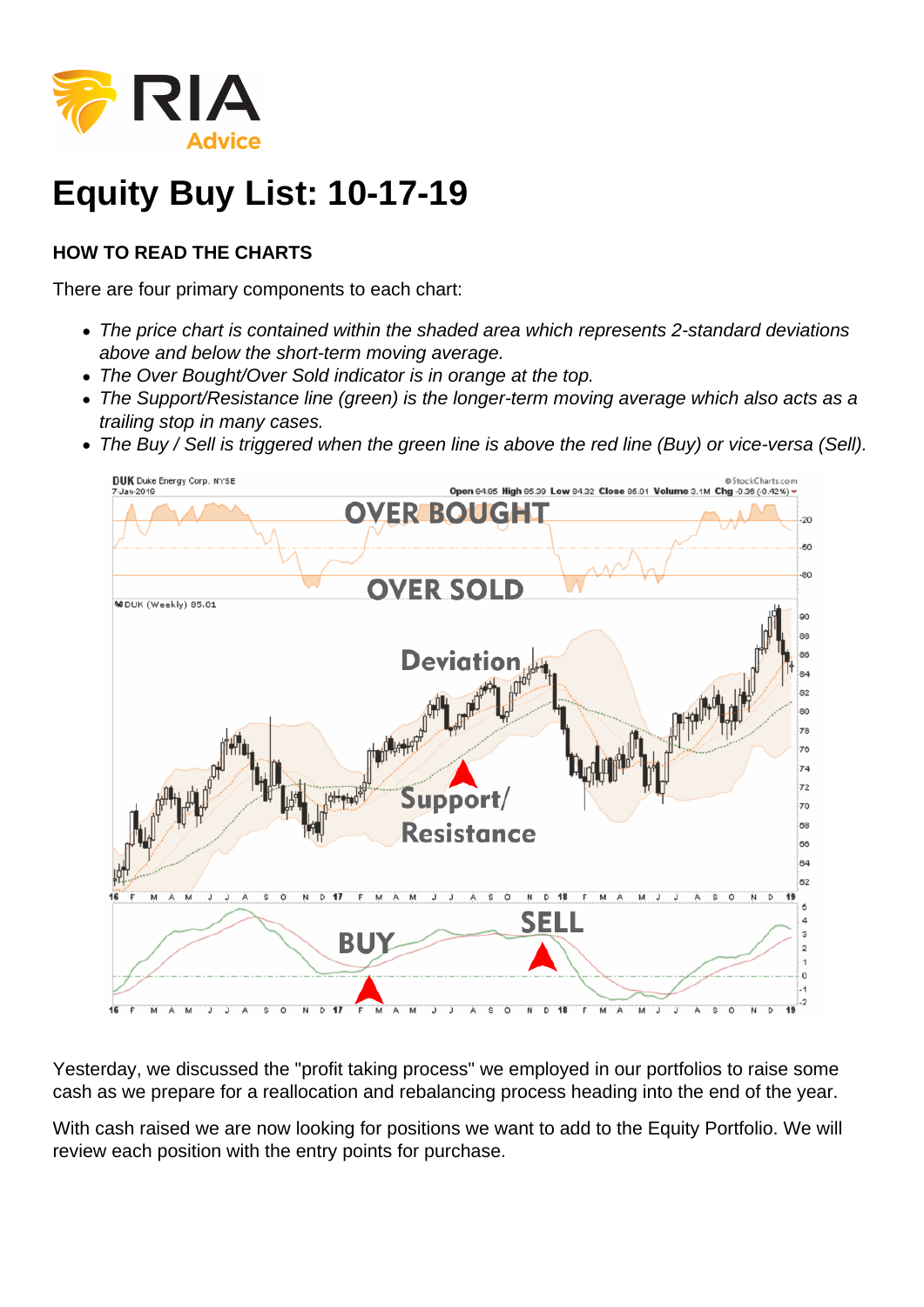RIA Advice

# Equity Buy List: 10-17-19

### HOW TO READ THE CHARTS

There are four primary components to each chart:

- *The price chart is contained within the shaded area which represents 2-standard deviations above and below the short-term moving average.*
- *The Over Bought/Over Sold indicator is in orange at the top.*
- *The Support/Resistance line (green) is the longer-term moving average which also acts as a trailing stop in many cases.*
- *The Buy / Sell is triggered when the green line is above the red line (Buy) or vice-versa (Sell).*

DUK Duke Energy Corp. NYSE
7-Jan-2019
©StockCharts.com
Open 84.85 High 85.39 Low 84.32 Close 85.01 Volume 3.1M Chg -0.36 (-0.42%)
OVER BOUGHT
OVER SOLD
DUK (Weekly) 85.01
Deviation
Support/ Resistance
BUY
SELL

Yesterday, we discussed the "profit taking process" we employed in our portfolios to raise some cash as we prepare for a reallocation and rebalancing process heading into the end of the year.

With cash raised we are now looking for positions we want to add to the Equity Portfolio. We will review each position with the entry points for purchase.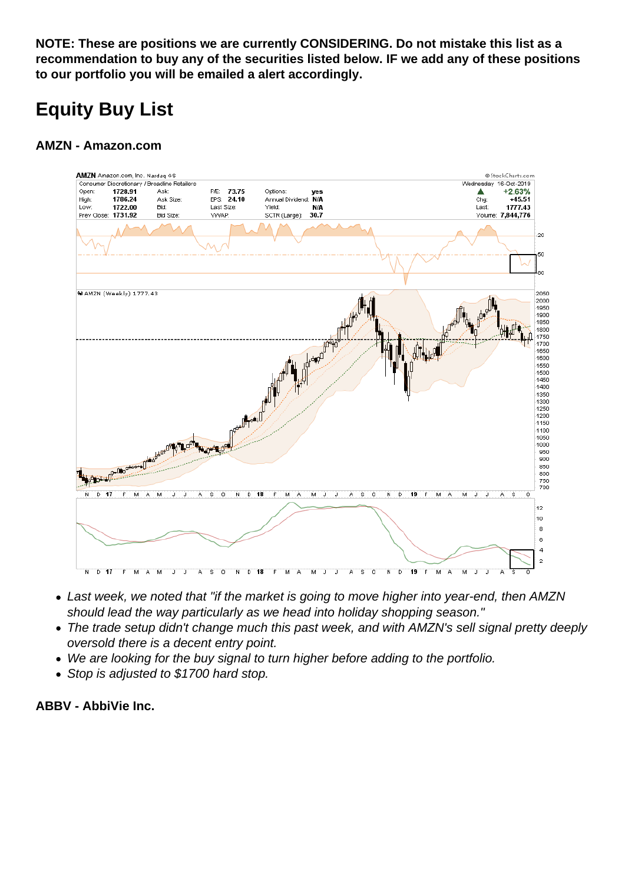**NOTE: These are positions we are currently CONSIDERING. Do not mistake this list as a recommendation to buy any of the securities listed below. IF we add any of these positions to our portfolio you will be emailed a alert accordingly.**

# Equity Buy List

### AMZN - Amazon.com

AMZN Amazon.com, Inc. Nasdaq GS
© StockCharts.com
Consumer Discretionary / Broadline Retailers
Wednesday 16-Oct-2019
Open: 1728.91 Ask: P/E: 73.75 Options: yes
High: 1786.24 Ask Size: EPS: 24.10 Annual Dividend: N/A
Low: 1722.00 Bid: Last Size: Yield: N/A
Prev Close: 1731.92 Bid Size: VWAP: SCTR (Large): 30.7
+2.63%
Chg: +45.51
Last: 1777.43
Volume: 7,844,776

20
50
80

AMZN (Weekly) 1777.43

2050
2000
1950
1900
1850
1800
1750
1700
1650
1600
1550
1500
1450
1400
1350
1300
1250
1200
1150
1100
1050
1000
950
900
850
800
750
700

N D 17 F M A M J J A S O N D 18 F M A M J J A S O N D 19 F M A M J J A S O

12
10
8
6
4
2

N D 17 F M A M J J A S O N D 18 F M A M J J A S O N D 19 F M A M J J A S O

- *Last week, we noted that "if the market is going to move higher into year-end, then AMZN should lead the way particularly as we head into holiday shopping season."*
- *The trade setup didn't change much this past week, and with AMZN's sell signal pretty deeply oversold there is a decent entry point.*
- *We are looking for the buy signal to turn higher before adding to the portfolio.*
- *Stop is adjusted to $1700 hard stop.*

### ABBV - AbbiVie Inc.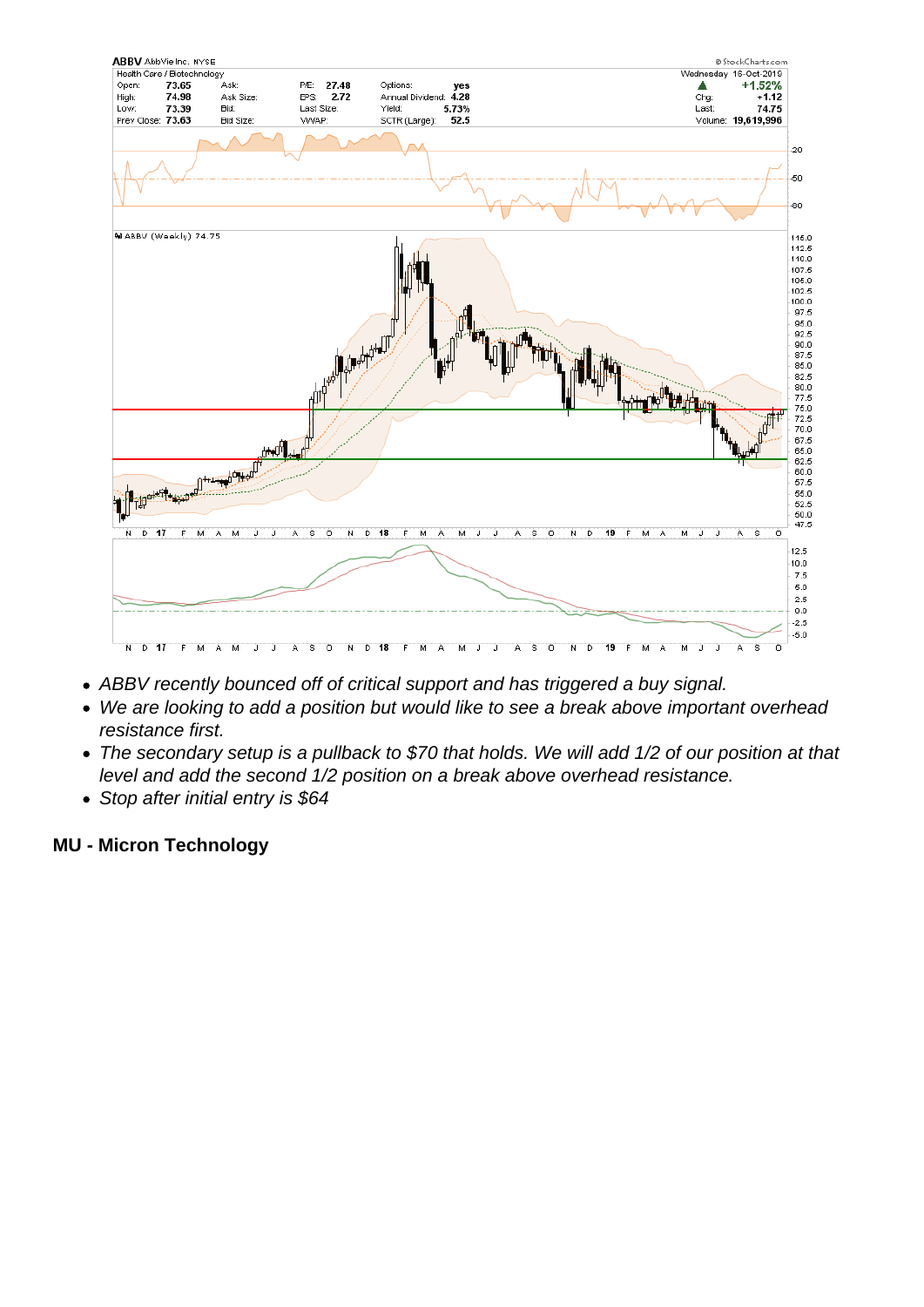- ABBV recently bounced off of critical support and has triggered a buy signal.
- We are looking to add a position but would like to see a break above important overhead resistance first.
- The secondary setup is a pullback to $70 that holds. We will add 1/2 of our position at that level and add the second 1/2 position on a break above overhead resistance.
- Stop after initial entry is $64

**MU - Micron Technology**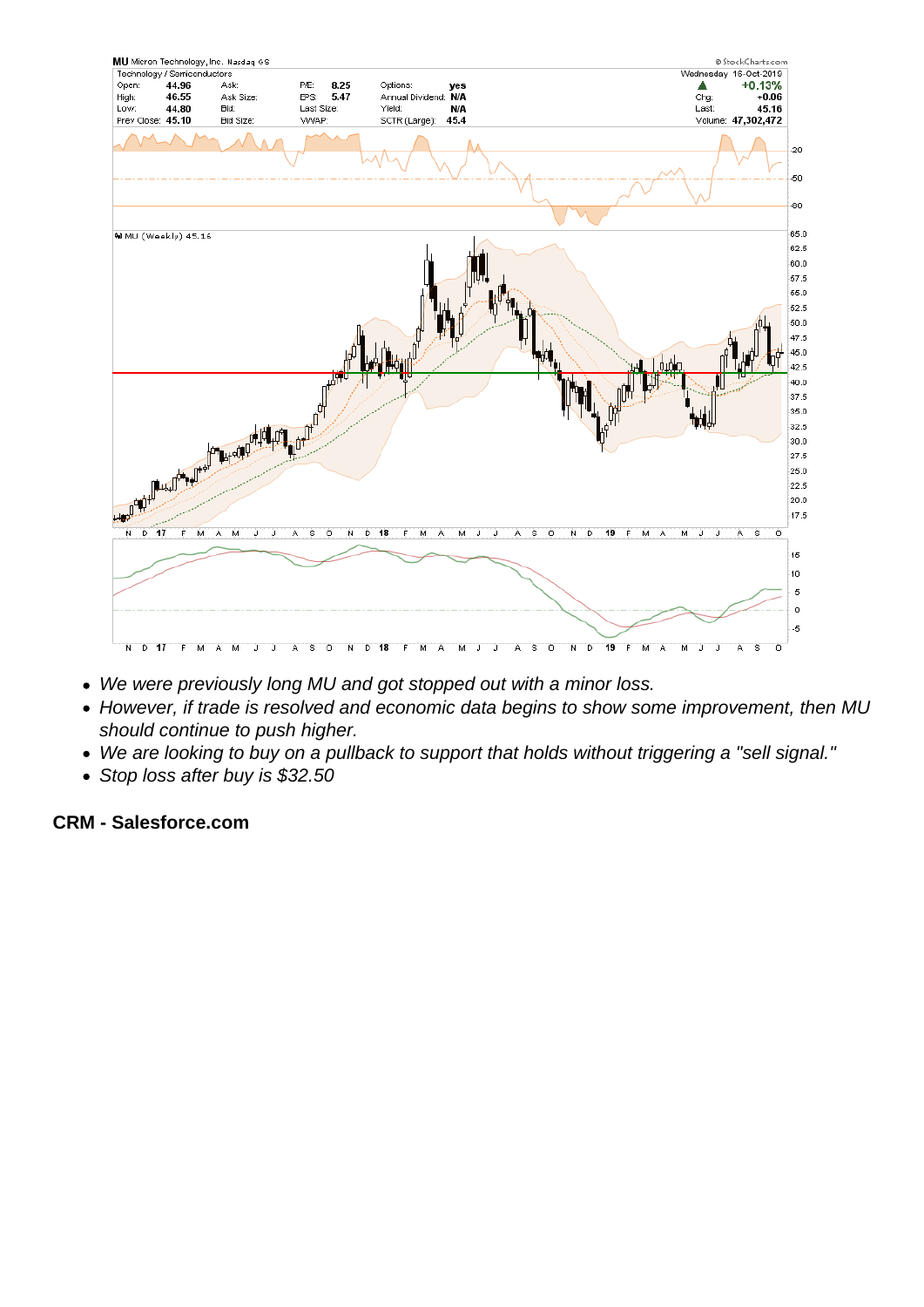MU Micron Technology, Inc. Nasdaq GS
Technology / Semiconductors
Open: 44.96
High: 46.55
Low: 44.80
Prev Close: 45.10
Ask:
Ask Size:
Bid:
Bid Size:
P/E: 8.25
EPS: 5.47
Last Size:
VWAP:
Options: yes
Annual Dividend: N/A
Yield: N/A
SCTR (Large): 45.4
© StockCharts.com
Wednesday 16-Oct-2019
+0.13%
Chg: +0.06
Last: 45.16
Volume: 47,302,472

MU (Weekly) 45.16

- We were previously long MU and got stopped out with a minor loss.
- However, if trade is resolved and economic data begins to show some improvement, then MU should continue to push higher.
- We are looking to buy on a pullback to support that holds without triggering a "sell signal."
- Stop loss after buy is $32.50

**CRM - Salesforce.com**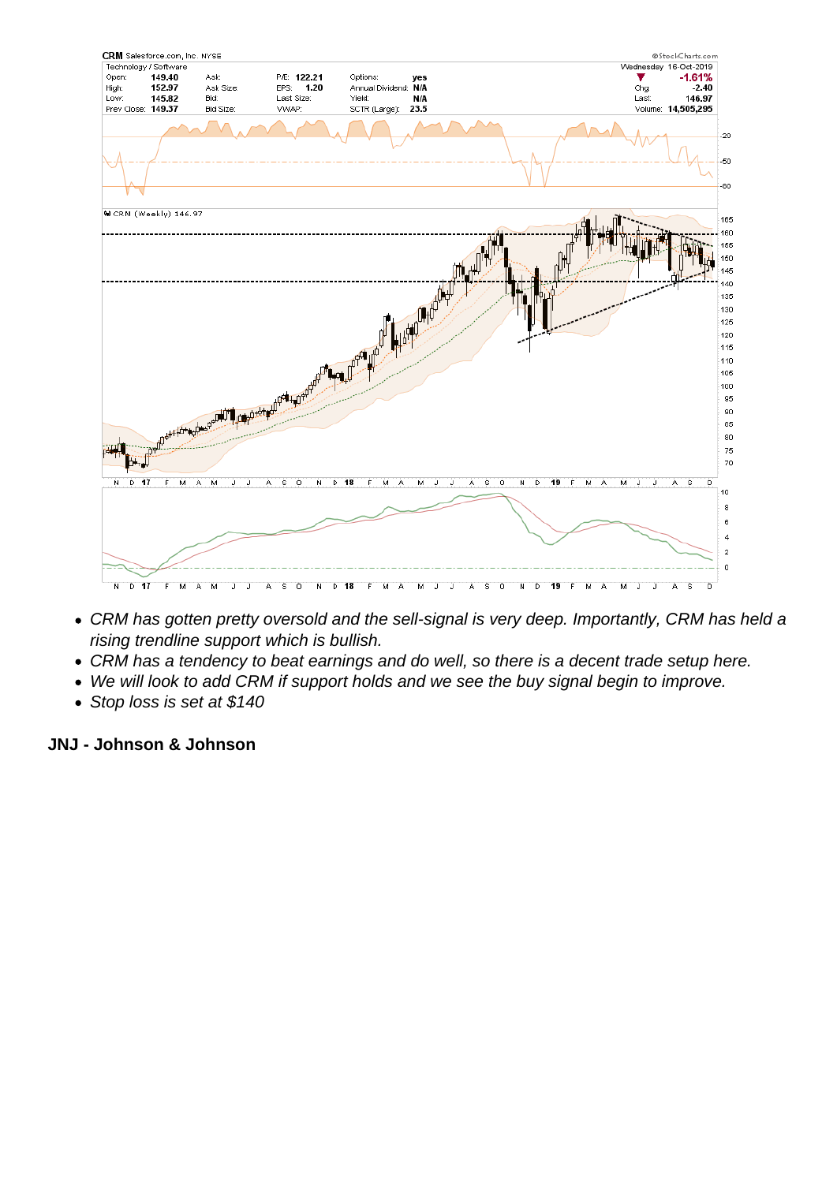CRM Salesforce.com, Inc. NYSE
Technology / Software
Open: 149.40 Ask: P/E: 122.21 Options: yes
High: 152.97 Ask Size: EPS: 1.20 Annual Dividend: N/A
Low: 145.82 Bid: Last Size: Yield: N/A
Prev Close: 149.37 Bid Size: VWAP: SCTR (Large): 23.5
©StockCharts.com
Wednesday 16-Oct-2019
-1.61%
Chg -2.40
Last: 146.97
Volume: 14,505,295

CRM (Weekly) 146.97

- *CRM has gotten pretty oversold and the sell-signal is very deep. Importantly, CRM has held a rising trendline support which is bullish.*
- *CRM has a tendency to beat earnings and do well, so there is a decent trade setup here.*
- *We will look to add CRM if support holds and we see the buy signal begin to improve.*
- *Stop loss is set at $140*

**JNJ - Johnson & Johnson**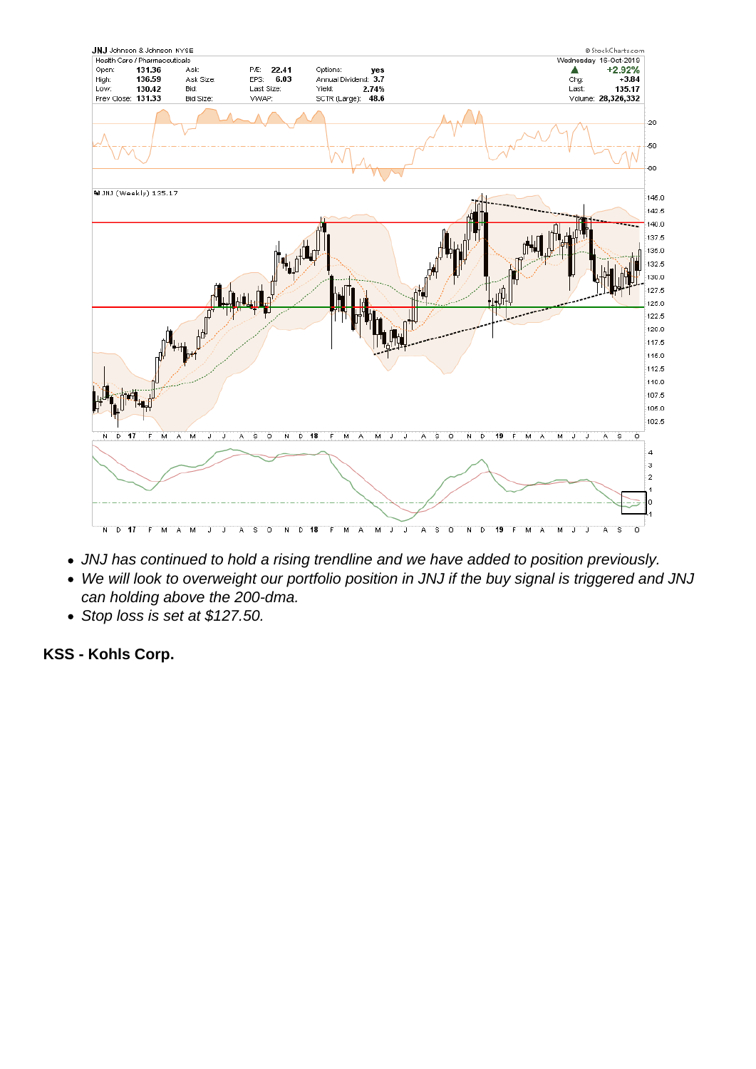JNJ Johnson & Johnson NYSE
Health Care / Pharmaceuticals
Open: 131.36 High: 136.59 Low: 130.42 Prev Close: 131.33
Ask: Ask Size: Bid: Bid Size:
P/E: 22.41 EPS: 6.03 Last Size: VWAP:
Options: yes Annual Dividend: 3.7 Yield: 2.74% SCTR (Large): 48.6
© StockCharts.com
Wednesday 16-Oct-2019
+2.92%
Chg: +3.84
Last: 135.17
Volume: 28,326,332

JNJ (Weekly) 135.17

- JNJ has continued to hold a rising trendline and we have added to position previously.
- We will look to overweight our portfolio position in JNJ if the buy signal is triggered and JNJ can holding above the 200-dma.
- Stop loss is set at $127.50.

**KSS - Kohls Corp.**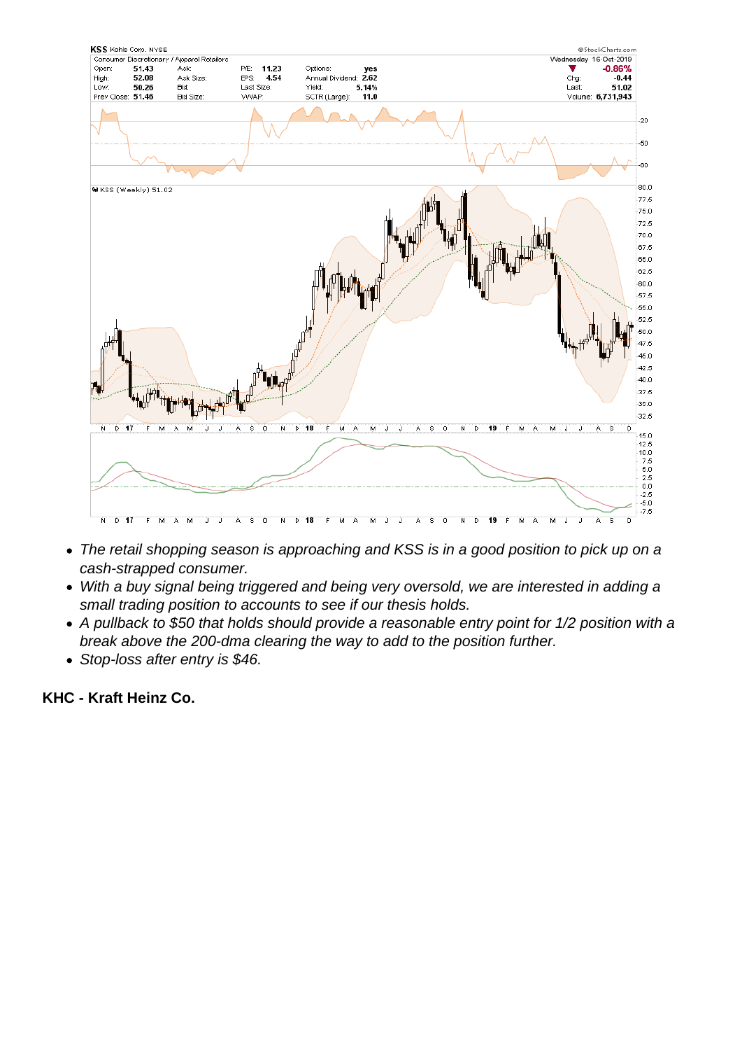KSS Kohls Corp. NYSE
Consumer Discretionary / Apparel Retailers
Open: 51.43 High: 52.08 Low: 50.26 Prev Close: 51.46
Ask: Ask Size: Bid: Bid Size:
P/E: 11.23 EPS: 4.54 Last Size: VWAP:
Options: yes Annual Dividend: 2.62 Yield: 5.14% SCTR (Large): 11.0
©StockCharts.com
Wednesday 16-Oct-2019
-0.86%
Chg: -0.44
Last: 51.02
Volume: 6,731,943
KSS (Weekly) 51.02

- The retail shopping season is approaching and KSS is in a good position to pick up on a cash-strapped consumer.
- With a buy signal being triggered and being very oversold, we are interested in adding a small trading position to accounts to see if our thesis holds.
- A pullback to $50 that holds should provide a reasonable entry point for 1/2 position with a break above the 200-dma clearing the way to add to the position further.
- Stop-loss after entry is $46.

**KHC - Kraft Heinz Co.**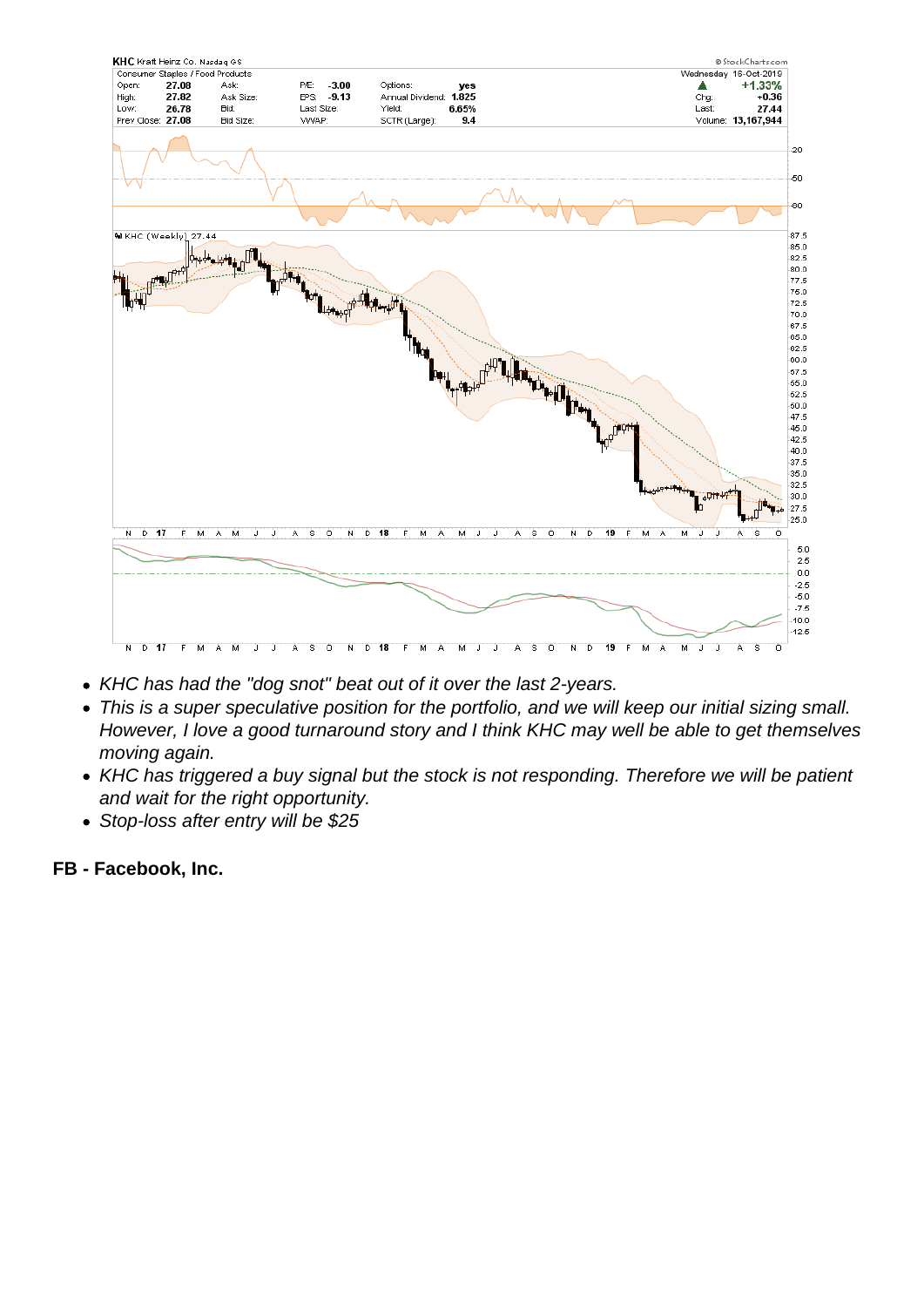KHC Kraft Heinz Co. Nasdaq GS
© StockCharts.com
Consumer Staples / Food Products
Wednesday 16-Oct-2019
Open: 27.08 Ask: P/E: -3.00 Options: yes
High: 27.82 Ask Size: EPS: -9.13 Annual Dividend: 1.825 Chg: +0.36 +1.33%
Low: 26.78 Bid: Last Size: Yield: 6.65% Last: 27.44
Prev Close: 27.08 Bid Size: VWAP: SCTR (Large): 9.4 Volume: 13,167,944

KHC (Weekly) 27.44

N D 17 F M A M J J A S O N D 18 F M A M J J A S O N D 19 F M A M J J A S O

- KHC has had the "dog snot" beat out of it over the last 2-years.
- This is a super speculative position for the portfolio, and we will keep our initial sizing small. However, I love a good turnaround story and I think KHC may well be able to get themselves moving again.
- KHC has triggered a buy signal but the stock is not responding. Therefore we will be patient and wait for the right opportunity.
- Stop-loss after entry will be $25

**FB - Facebook, Inc.**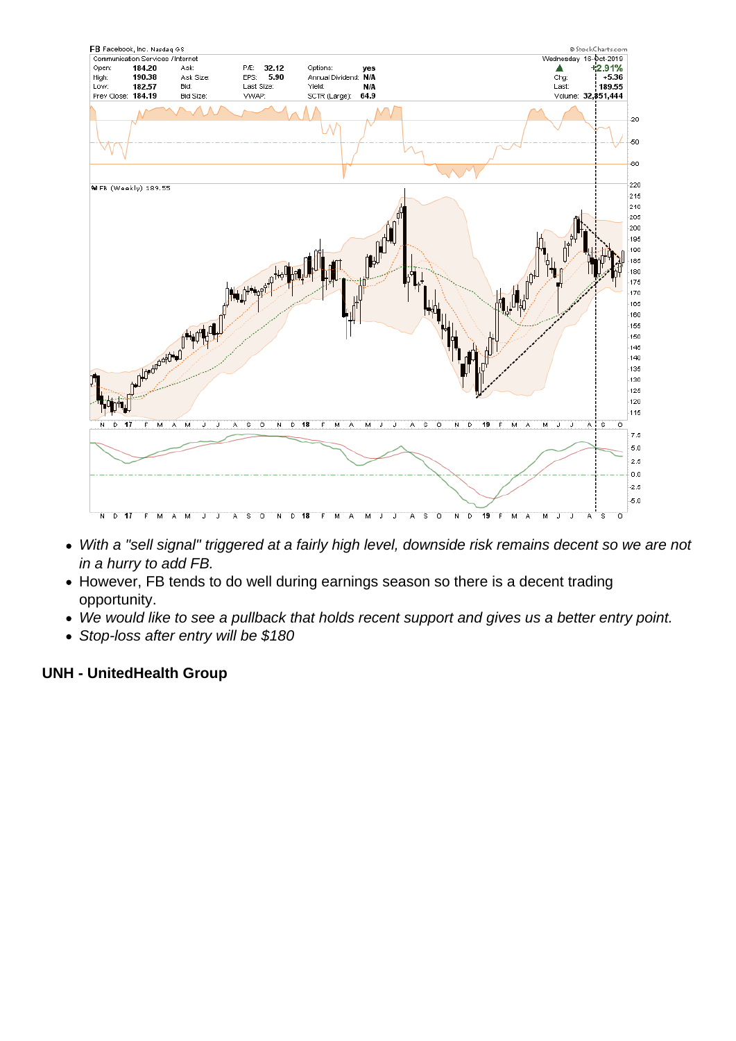FB Facebook, Inc. Nasdaq GS
Communication Services / Internet
Open: 184.20 High: 190.38 Low: 182.57 Prev Close: 184.19
Ask: Ask Size: Bid: Bid Size:
P/E: 32.12 EPS: 5.90 Last Size: VWAP:
Options: yes Annual Dividend: N/A Yield: N/A SCTR (Large): 64.9
© StockCharts.com
Wednesday 16-Oct-2019
Chg: +2.91% +5.36
Last: 189.55
Volume: 32,851,444
FB (Weekly) 189.55

- *With a "sell signal" triggered at a fairly high level, downside risk remains decent so we are not in a hurry to add FB.*
- However, FB tends to do well during earnings season so there is a decent trading opportunity.
- *We would like to see a pullback that holds recent support and gives us a better entry point.*
- *Stop-loss after entry will be $180*

**UNH - UnitedHealth Group**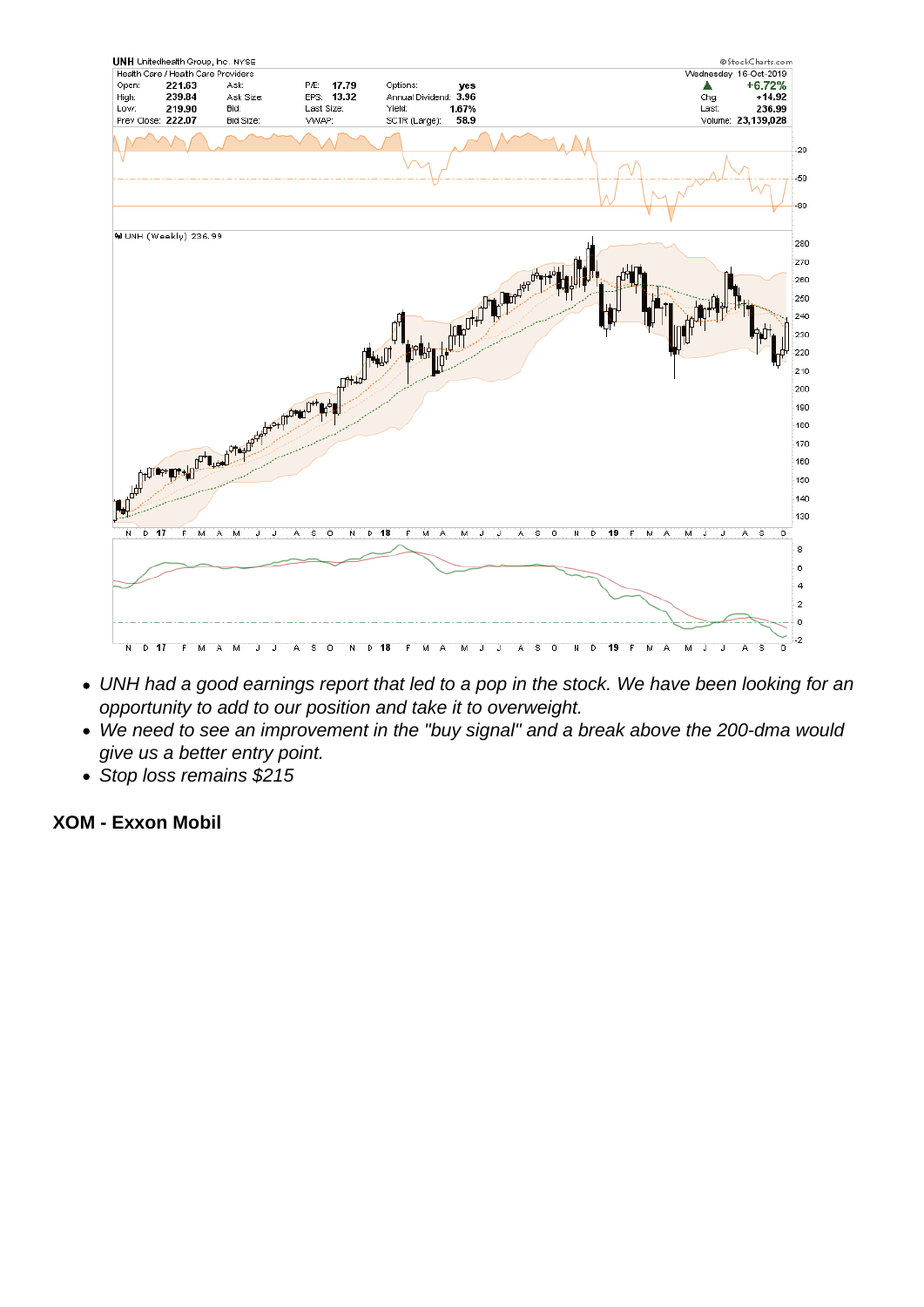UNH Unitedhealth Group, Inc. NYSE
Health Care / Health Care Providers
Open: 221.63 High: 239.84 Low: 219.90 Prev Close: 222.07
Ask: Ask Size: Bid: Bid Size:
P/E: 17.79 EPS: 13.32 Last Size: VWAP:
Options: yes Annual Dividend: 3.96 Yield: 1.67% SCTR (Large): 58.9
@StockCharts.com
Wednesday 16-Oct-2019
Chg +6.72% +14.92
Last: 236.99
Volume: 23,139,028
UNH (Weekly) 236.99

- UNH had a good earnings report that led to a pop in the stock. We have been looking for an opportunity to add to our position and take it to overweight.
- We need to see an improvement in the "buy signal" and a break above the 200-dma would give us a better entry point.
- Stop loss remains $215

**XOM - Exxon Mobil**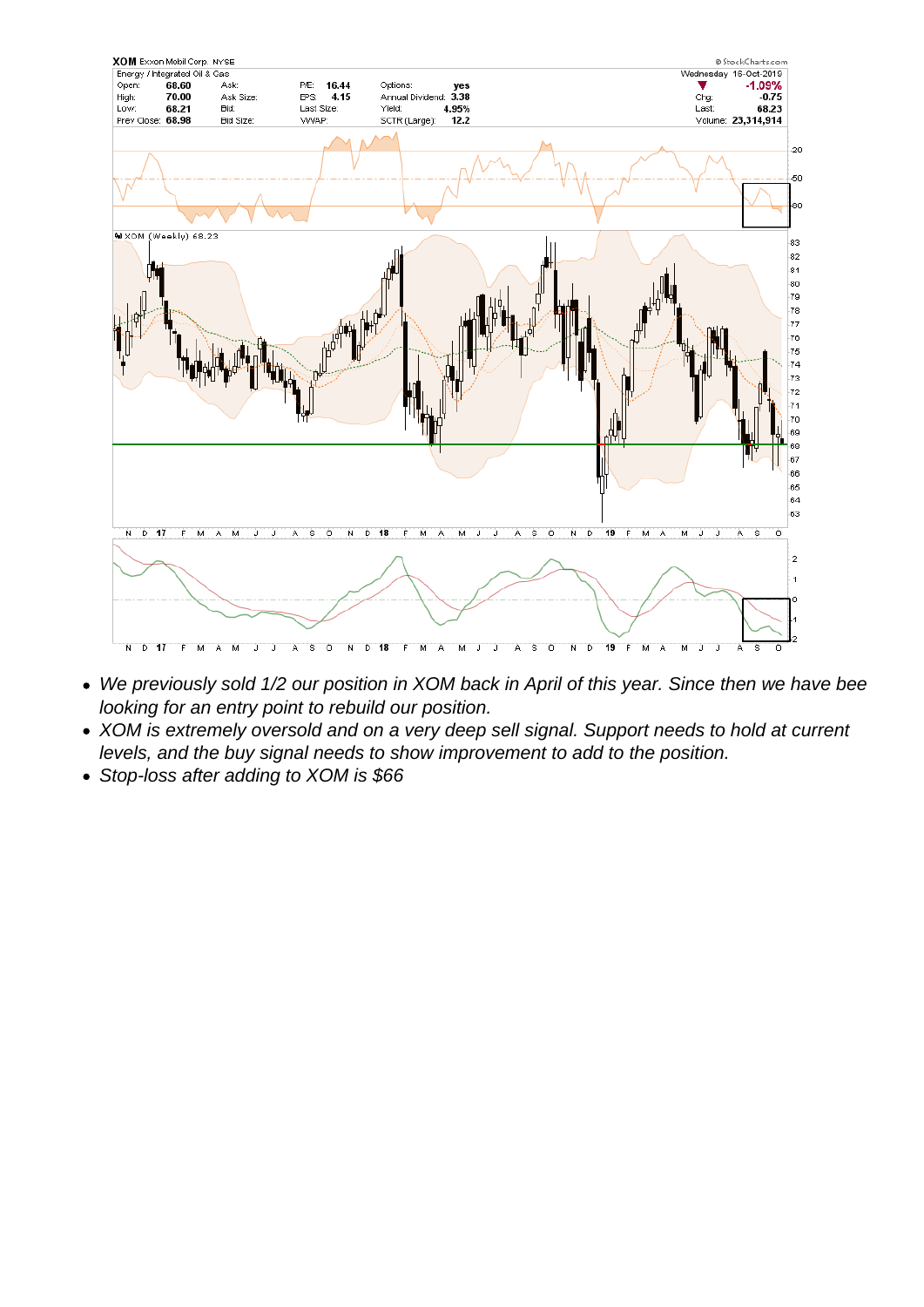XOM Exxon Mobil Corp. NYSE
© StockCharts.com
Energy / Integrated Oil & Gas
Wednesday 16-Oct-2019

Open: 68.60
High: 70.00
Low: 68.21
Prev Close: 68.98
Ask:
Ask Size:
Bid:
Bid Size:
P/E: 16.44
EPS: 4.15
Last Size:
VWAP:
Options: yes
Annual Dividend: 3.38
Yield: 4.95%
SCTR (Large): 12.2
-1.09%
Chg: -0.75
Last: 68.23
Volume: 23,314,914

XOM (Weekly) 68.23

- *We previously sold 1/2 our position in XOM back in April of this year. Since then we have bee looking for an entry point to rebuild our position.*
- *XOM is extremely oversold and on a very deep sell signal. Support needs to hold at current levels, and the buy signal needs to show improvement to add to the position.*
- *Stop-loss after adding to XOM is $66*